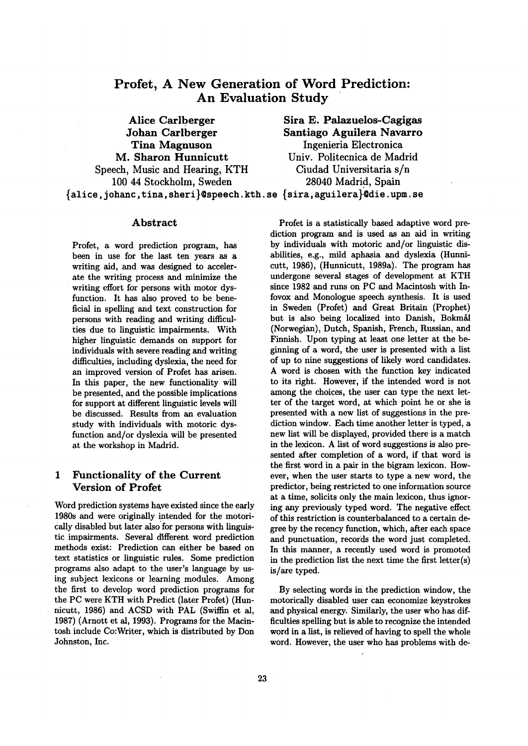# Profet, A New Generation of Word Prediction: An Evaluation Study

**Alice Carlberger**
**Johan Carlberger**
**Tina Magnuson**
**M. Sharon Hunnicutt**
Speech, Music and Hearing, KTH
100 44 Stockholm, Sweden
{alice,johanc,tina,sheri}@speech.kth.se

**Sira E. Palazuelos-Cagigas**
**Santiago Aguilera Navarro**
Ingenieria Electronica
Univ. Politecnica de Madrid
Ciudad Universitaria s/n
28040 Madrid, Spain
{sira,aguilera}@die.upm.se

## Abstract

Profet, a word prediction program, has been in use for the last ten years as a writing aid, and was designed to accelerate the writing process and minimize the writing effort for persons with motor dysfunction. It has also proved to be beneficial in spelling and text construction for persons with reading and writing difficulties due to linguistic impairments. With higher linguistic demands on support for individuals with severe reading and writing difficulties, including dyslexia, the need for an improved version of Profet has arisen. In this paper, the new functionality will be presented, and the possible implications for support at different linguistic levels will be discussed. Results from an evaluation study with individuals with motoric dysfunction and/or dyslexia will be presented at the workshop in Madrid.

## 1 Functionality of the Current Version of Profet

Word prediction systems have existed since the early 1980s and were originally intended for the motorically disabled but later also for persons with linguistic impairments. Several different word prediction methods exist: Prediction can either be based on text statistics or linguistic rules. Some prediction programs also adapt to the user's language by using subject lexicons or learning modules. Among the first to develop word prediction programs for the PC were KTH with Predict (later Profet) (Hunnicutt, 1986) and ACSD with PAL (Swiffin et al, 1987) (Arnott et al, 1993). Programs for the Macintosh include Co:Writer, which is distributed by Don Johnston, Inc.

Profet is a statistically based adaptive word prediction program and is used as an aid in writing by individuals with motoric and/or linguistic disabilities, e.g., mild aphasia and dyslexia (Hunnicutt, 1986), (Hunnicutt, 1989a). The program has undergone several stages of development at KTH since 1982 and runs on PC and Macintosh with Infovox and Monologue speech synthesis. It is used in Sweden (Profet) and Great Britain (Prophet) but is also being localized into Danish, Bokmål (Norwegian), Dutch, Spanish, French, Russian, and Finnish. Upon typing at least one letter at the beginning of a word, the user is presented with a list of up to nine suggestions of likely word candidates. A word is chosen with the function key indicated to its right. However, if the intended word is not among the choices, the user can type the next letter of the target word, at which point he or she is presented with a new list of suggestions in the prediction window. Each time another letter is typed, a new list will be displayed, provided there is a match in the lexicon. A list of word suggestions is also presented after completion of a word, if that word is the first word in a pair in the bigram lexicon. However, when the user starts to type a new word, the predictor, being restricted to one information source at a time, solicits only the main lexicon, thus ignoring any previously typed word. The negative effect of this restriction is counterbalanced to a certain degree by the recency function, which, after each space and punctuation, records the word just completed. In this manner, a recently used word is promoted in the prediction list the next time the first letter(s) is/are typed.

By selecting words in the prediction window, the motorically disabled user can economize keystrokes and physical energy. Similarly, the user who has difficulties spelling but is able to recognize the intended word in a list, is relieved of having to spell the whole word. However, the user who has problems with de-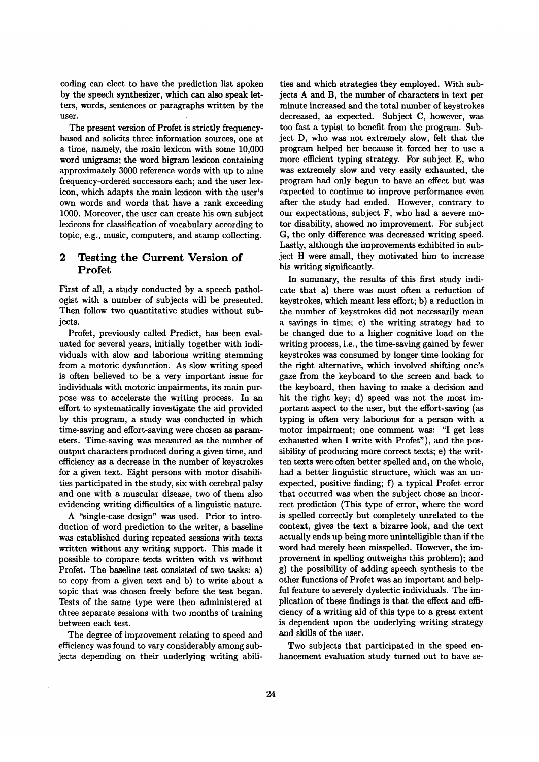coding can elect to have the prediction list spoken by the speech synthesizer, which can also speak letters, words, sentences or paragraphs written by the user.

The present version of Profet is strictly frequency-based and solicits three information sources, one at a time, namely, the main lexicon with some 10,000 word unigrams; the word bigram lexicon containing approximately 3000 reference words with up to nine frequency-ordered successors each; and the user lexicon, which adapts the main lexicon with the user's own words and words that have a rank exceeding 1000. Moreover, the user can create his own subject lexicons for classification of vocabulary according to topic, e.g., music, computers, and stamp collecting.

## 2 Testing the Current Version of Profet

First of all, a study conducted by a speech pathologist with a number of subjects will be presented. Then follow two quantitative studies without subjects.

Profet, previously called Predict, has been evaluated for several years, initially together with individuals with slow and laborious writing stemming from a motoric dysfunction. As slow writing speed is often believed to be a very important issue for individuals with motoric impairments, its main purpose was to accelerate the writing process. In an effort to systematically investigate the aid provided by this program, a study was conducted in which time-saving and effort-saving were chosen as parameters. Time-saving was measured as the number of output characters produced during a given time, and efficiency as a decrease in the number of keystrokes for a given text. Eight persons with motor disabilities participated in the study, six with cerebral palsy and one with a muscular disease, two of them also evidencing writing difficulties of a linguistic nature.

A "single-case design" was used. Prior to introduction of word prediction to the writer, a baseline was established during repeated sessions with texts written without any writing support. This made it possible to compare texts written with vs without Profet. The baseline test consisted of two tasks: a) to copy from a given text and b) to write about a topic that was chosen freely before the test began. Tests of the same type were then administered at three separate sessions with two months of training between each test.

The degree of improvement relating to speed and efficiency was found to vary considerably among subjects depending on their underlying writing abilities and which strategies they employed. With subjects A and B, the number of characters in text per minute increased and the total number of keystrokes decreased, as expected. Subject C, however, was too fast a typist to benefit from the program. Subject D, who was not extremely slow, felt that the program helped her because it forced her to use a more efficient typing strategy. For subject E, who was extremely slow and very easily exhausted, the program had only begun to have an effect but was expected to continue to improve performance even after the study had ended. However, contrary to our expectations, subject F, who had a severe motor disability, showed no improvement. For subject G, the only difference was decreased writing speed. Lastly, although the improvements exhibited in subject H were small, they motivated him to increase his writing significantly.

In summary, the results of this first study indicate that a) there was most often a reduction of keystrokes, which meant less effort; b) a reduction in the number of keystrokes did not necessarily mean a savings in time; c) the writing strategy had to be changed due to a higher cognitive load on the writing process, i.e., the time-saving gained by fewer keystrokes was consumed by longer time looking for the right alternative, which involved shifting one's gaze from the keyboard to the screen and back to the keyboard, then having to make a decision and hit the right key; d) speed was not the most important aspect to the user, but the effort-saving (as typing is often very laborious for a person with a motor impairment; one comment was: "I get less exhausted when I write with Profet"), and the possibility of producing more correct texts; e) the written texts were often better spelled and, on the whole, had a better linguistic structure, which was an unexpected, positive finding; f) a typical Profet error that occurred was when the subject chose an incorrect prediction (This type of error, where the word is spelled correctly but completely unrelated to the context, gives the text a bizarre look, and the text actually ends up being more unintelligible than if the word had merely been misspelled. However, the improvement in spelling outweighs this problem); and g) the possibility of adding speech synthesis to the other functions of Profet was an important and helpful feature to severely dyslectic individuals. The implication of these findings is that the effect and efficiency of a writing aid of this type to a great extent is dependent upon the underlying writing strategy and skills of the user.

Two subjects that participated in the speed enhancement evaluation study turned out to have se-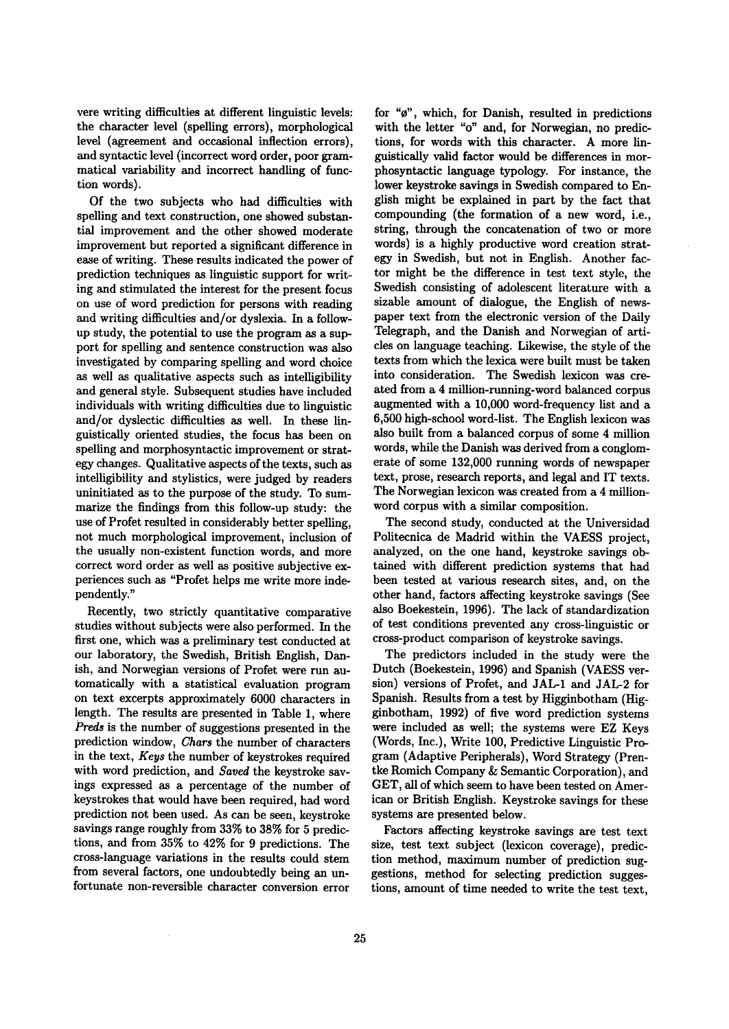vere writing difficulties at different linguistic levels: the character level (spelling errors), morphological level (agreement and occasional inflection errors), and syntactic level (incorrect word order, poor grammatical variability and incorrect handling of function words).

Of the two subjects who had difficulties with spelling and text construction, one showed substantial improvement and the other showed moderate improvement but reported a significant difference in ease of writing. These results indicated the power of prediction techniques as linguistic support for writing and stimulated the interest for the present focus on use of word prediction for persons with reading and writing difficulties and/or dyslexia. In a follow-up study, the potential to use the program as a support for spelling and sentence construction was also investigated by comparing spelling and word choice as well as qualitative aspects such as intelligibility and general style. Subsequent studies have included individuals with writing difficulties due to linguistic and/or dyslectic difficulties as well. In these linguistically oriented studies, the focus has been on spelling and morphosyntactic improvement or strategy changes. Qualitative aspects of the texts, such as intelligibility and stylistics, were judged by readers uninitiated as to the purpose of the study. To summarize the findings from this follow-up study: the use of Profet resulted in considerably better spelling, not much morphological improvement, inclusion of the usually non-existent function words, and more correct word order as well as positive subjective experiences such as "Profet helps me write more independently."

Recently, two strictly quantitative comparative studies without subjects were also performed. In the first one, which was a preliminary test conducted at our laboratory, the Swedish, British English, Danish, and Norwegian versions of Profet were run automatically with a statistical evaluation program on text excerpts approximately 6000 characters in length. The results are presented in Table 1, where *Preds* is the number of suggestions presented in the prediction window, *Chars* the number of characters in the text, *Keys* the number of keystrokes required with word prediction, and *Saved* the keystroke savings expressed as a percentage of the number of keystrokes that would have been required, had word prediction not been used. As can be seen, keystroke savings range roughly from 33% to 38% for 5 predictions, and from 35% to 42% for 9 predictions. The cross-language variations in the results could stem from several factors, one undoubtedly being an unfortunate non-reversible character conversion error for "ø", which, for Danish, resulted in predictions with the letter "o" and, for Norwegian, no predictions, for words with this character. A more linguistically valid factor would be differences in morphosyntactic language typology. For instance, the lower keystroke savings in Swedish compared to English might be explained in part by the fact that compounding (the formation of a new word, i.e., string, through the concatenation of two or more words) is a highly productive word creation strategy in Swedish, but not in English. Another factor might be the difference in test text style, the Swedish consisting of adolescent literature with a sizable amount of dialogue, the English of newspaper text from the electronic version of the Daily Telegraph, and the Danish and Norwegian of articles on language teaching. Likewise, the style of the texts from which the lexica were built must be taken into consideration. The Swedish lexicon was created from a 4 million-running-word balanced corpus augmented with a 10,000 word-frequency list and a 6,500 high-school word-list. The English lexicon was also built from a balanced corpus of some 4 million words, while the Danish was derived from a conglomerate of some 132,000 running words of newspaper text, prose, research reports, and legal and IT texts. The Norwegian lexicon was created from a 4 million-word corpus with a similar composition.

The second study, conducted at the Universidad Politecnica de Madrid within the VAESS project, analyzed, on the one hand, keystroke savings obtained with different prediction systems that had been tested at various research sites, and, on the other hand, factors affecting keystroke savings (See also Boekestein, 1996). The lack of standardization of test conditions prevented any cross-linguistic or cross-product comparison of keystroke savings.

The predictors included in the study were the Dutch (Boekestein, 1996) and Spanish (VAESS version) versions of Profet, and JAL-1 and JAL-2 for Spanish. Results from a test by Higginbotham (Higginbotham, 1992) of five word prediction systems were included as well; the systems were EZ Keys (Words, Inc.), Write 100, Predictive Linguistic Program (Adaptive Peripherals), Word Strategy (Prentke Romich Company & Semantic Corporation), and GET, all of which seem to have been tested on American or British English. Keystroke savings for these systems are presented below.

Factors affecting keystroke savings are test text size, test text subject (lexicon coverage), prediction method, maximum number of prediction suggestions, method for selecting prediction suggestions, amount of time needed to write the test text,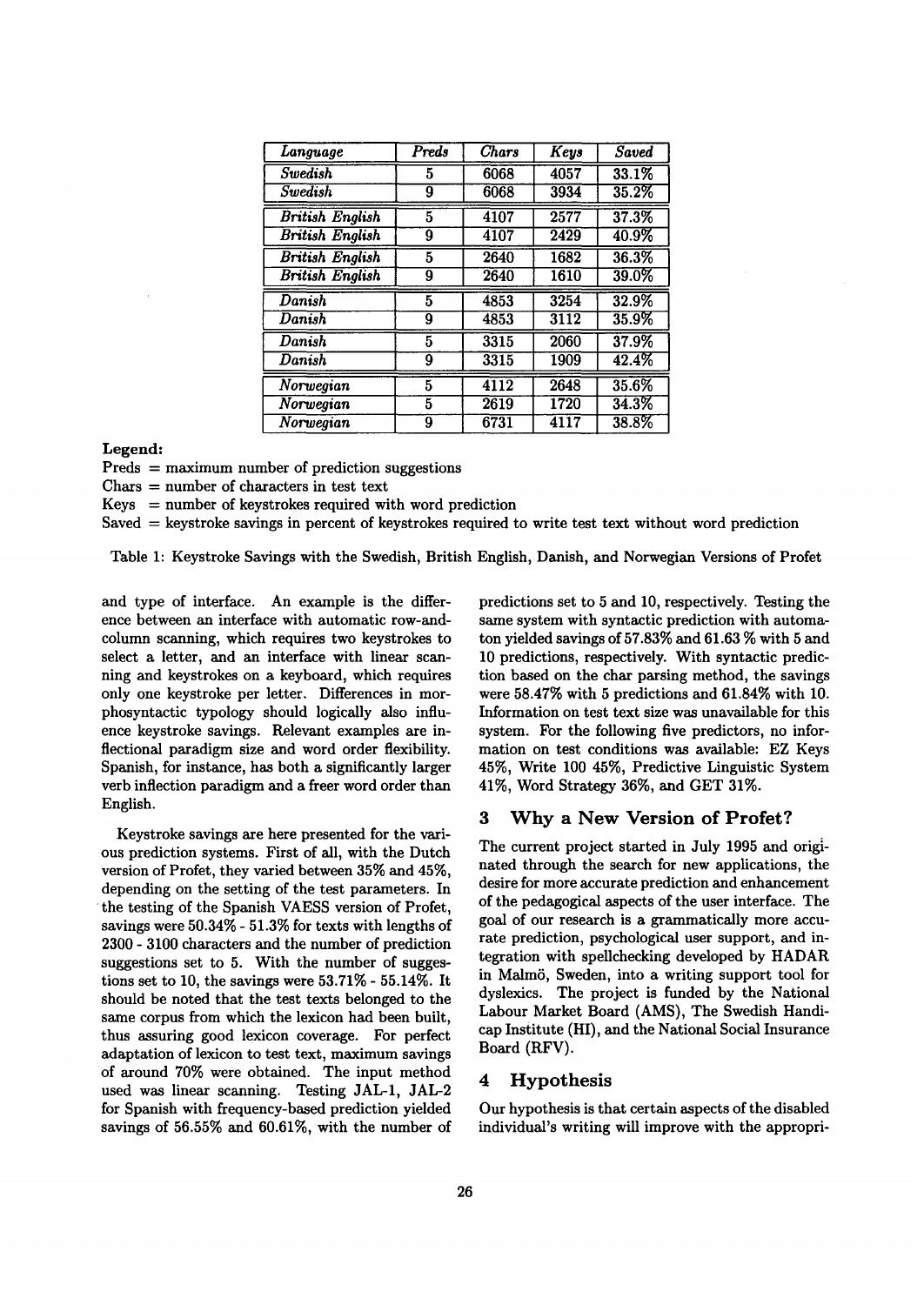| *Language* | *Preds* | *Chars* | *Keys* | *Saved* |
|---|---|---|---|---|
| *Swedish* | 5 | 6068 | 4057 | 33.1% |
| *Swedish* | 9 | 6068 | 3934 | 35.2% |
| *British English* | 5 | 4107 | 2577 | 37.3% |
| *British English* | 9 | 4107 | 2429 | 40.9% |
| *British English* | 5 | 2640 | 1682 | 36.3% |
| *British English* | 9 | 2640 | 1610 | 39.0% |
| *Danish* | 5 | 4853 | 3254 | 32.9% |
| *Danish* | 9 | 4853 | 3112 | 35.9% |
| *Danish* | 5 | 3315 | 2060 | 37.9% |
| *Danish* | 9 | 3315 | 1909 | 42.4% |
| *Norwegian* | 5 | 4112 | 2648 | 35.6% |
| *Norwegian* | 5 | 2619 | 1720 | 34.3% |
| *Norwegian* | 9 | 6731 | 4117 | 38.8% |

**Legend:**

Preds = maximum number of prediction suggestions
Chars = number of characters in test text
Keys = number of keystrokes required with word prediction
Saved = keystroke savings in percent of keystrokes required to write test text without word prediction

Table 1: Keystroke Savings with the Swedish, British English, Danish, and Norwegian Versions of Profet

and type of interface. An example is the difference between an interface with automatic row-and-column scanning, which requires two keystrokes to select a letter, and an interface with linear scanning and keystrokes on a keyboard, which requires only one keystroke per letter. Differences in morphosyntactic typology should logically also influence keystroke savings. Relevant examples are inflectional paradigm size and word order flexibility. Spanish, for instance, has both a significantly larger verb inflection paradigm and a freer word order than English.

Keystroke savings are here presented for the various prediction systems. First of all, with the Dutch version of Profet, they varied between 35% and 45%, depending on the setting of the test parameters. In the testing of the Spanish VAESS version of Profet, savings were 50.34% - 51.3% for texts with lengths of 2300 - 3100 characters and the number of prediction suggestions set to 5. With the number of suggestions set to 10, the savings were 53.71% - 55.14%. It should be noted that the test texts belonged to the same corpus from which the lexicon had been built, thus assuring good lexicon coverage. For perfect adaptation of lexicon to test text, maximum savings of around 70% were obtained. The input method used was linear scanning. Testing JAL-1, JAL-2 for Spanish with frequency-based prediction yielded savings of 56.55% and 60.61%, with the number of predictions set to 5 and 10, respectively. Testing the same system with syntactic prediction with automaton yielded savings of 57.83% and 61.63 % with 5 and 10 predictions, respectively. With syntactic prediction based on the char parsing method, the savings were 58.47% with 5 predictions and 61.84% with 10. Information on test text size was unavailable for this system. For the following five predictors, no information on test conditions was available: EZ Keys 45%, Write 100 45%, Predictive Linguistic System 41%, Word Strategy 36%, and GET 31%.

## 3 Why a New Version of Profet?

The current project started in July 1995 and originated through the search for new applications, the desire for more accurate prediction and enhancement of the pedagogical aspects of the user interface. The goal of our research is a grammatically more accurate prediction, psychological user support, and integration with spellchecking developed by HADAR in Malmö, Sweden, into a writing support tool for dyslexics. The project is funded by the National Labour Market Board (AMS), The Swedish Handicap Institute (HI), and the National Social Insurance Board (RFV).

## 4 Hypothesis

Our hypothesis is that certain aspects of the disabled individual's writing will improve with the appropri-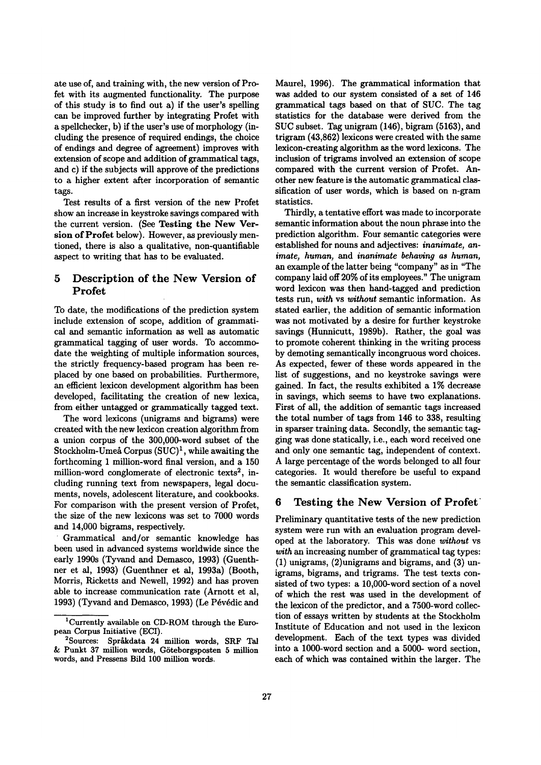ate use of, and training with, the new version of Profet with its augmented functionality. The purpose of this study is to find out a) if the user's spelling can be improved further by integrating Profet with a spellchecker, b) if the user's use of morphology (including the presence of required endings, the choice of endings and degree of agreement) improves with extension of scope and addition of grammatical tags, and c) if the subjects will approve of the predictions to a higher extent after incorporation of semantic tags.

Test results of a first version of the new Profet show an increase in keystroke savings compared with the current version. (See **Testing the New Version of Profet** below). However, as previously mentioned, there is also a qualitative, non-quantifiable aspect to writing that has to be evaluated.

## 5 Description of the New Version of Profet

To date, the modifications of the prediction system include extension of scope, addition of grammatical and semantic information as well as automatic grammatical tagging of user words. To accommodate the weighting of multiple information sources, the strictly frequency-based program has been replaced by one based on probabilities. Furthermore, an efficient lexicon development algorithm has been developed, facilitating the creation of new lexica, from either untagged or grammatically tagged text.

The word lexicons (unigrams and bigrams) were created with the new lexicon creation algorithm from a union corpus of the 300,000-word subset of the Stockholm-Umeå Corpus (SUC)[1], while awaiting the forthcoming 1 million-word final version, and a 150 million-word conglomerate of electronic texts[2], including running text from newspapers, legal documents, novels, adolescent literature, and cookbooks. For comparison with the present version of Profet, the size of the new lexicons was set to 7000 words and 14,000 bigrams, respectively.

Grammatical and/or semantic knowledge has been used in advanced systems worldwide since the early 1990s (Tyvand and Demasco, 1993) (Guenthner et al, 1993) (Guenthner et al, 1993a) (Booth, Morris, Ricketts and Newell, 1992) and has proven able to increase communication rate (Arnott et al, 1993) (Tyvand and Demasco, 1993) (Le Pévédic and Maurel, 1996). The grammatical information that was added to our system consisted of a set of 146 grammatical tags based on that of SUC. The tag statistics for the database were derived from the SUC subset. Tag unigram (146), bigram (5163), and trigram (43,862) lexicons were created with the same lexicon-creating algorithm as the word lexicons. The inclusion of trigrams involved an extension of scope compared with the current version of Profet. Another new feature is the automatic grammatical classification of user words, which is based on n-gram statistics.

Thirdly, a tentative effort was made to incorporate semantic information about the noun phrase into the prediction algorithm. Four semantic categories were established for nouns and adjectives: *inanimate, animate, human,* and *inanimate behaving as human,* an example of the latter being "company" as in "The company laid off 20% of its employees." The unigram word lexicon was then hand-tagged and prediction tests run, *with* vs *without* semantic information. As stated earlier, the addition of semantic information was not motivated by a desire for further keystroke savings (Hunnicutt, 1989b). Rather, the goal was to promote coherent thinking in the writing process by demoting semantically incongruous word choices. As expected, fewer of these words appeared in the list of suggestions, and no keystroke savings were gained. In fact, the results exhibited a 1% decrease in savings, which seems to have two explanations. First of all, the addition of semantic tags increased the total number of tags from 146 to 338, resulting in sparser training data. Secondly, the semantic tagging was done statically, i.e., each word received one and only one semantic tag, independent of context. A large percentage of the words belonged to all four categories. It would therefore be useful to expand the semantic classification system.

## 6 Testing the New Version of Profet

Preliminary quantitative tests of the new prediction system were run with an evaluation program developed at the laboratory. This was done *without* vs *with* an increasing number of grammatical tag types: (1) unigrams, (2)unigrams and bigrams, and (3) unigrams, bigrams, and trigrams. The test texts consisted of two types: a 10,000-word section of a novel of which the rest was used in the development of the lexicon of the predictor, and a 7500-word collection of essays written by students at the Stockholm Institute of Education and not used in the lexicon development. Each of the text types was divided into a 1000-word section and a 5000- word section, each of which was contained within the larger. The

[1] Currently available on CD-ROM through the European Corpus Initiative (ECI).

[2] Sources: Språkdata 24 million words, SRF Tal & Punkt 37 million words, Göteborgsposten 5 million words, and Pressens Bild 100 million words.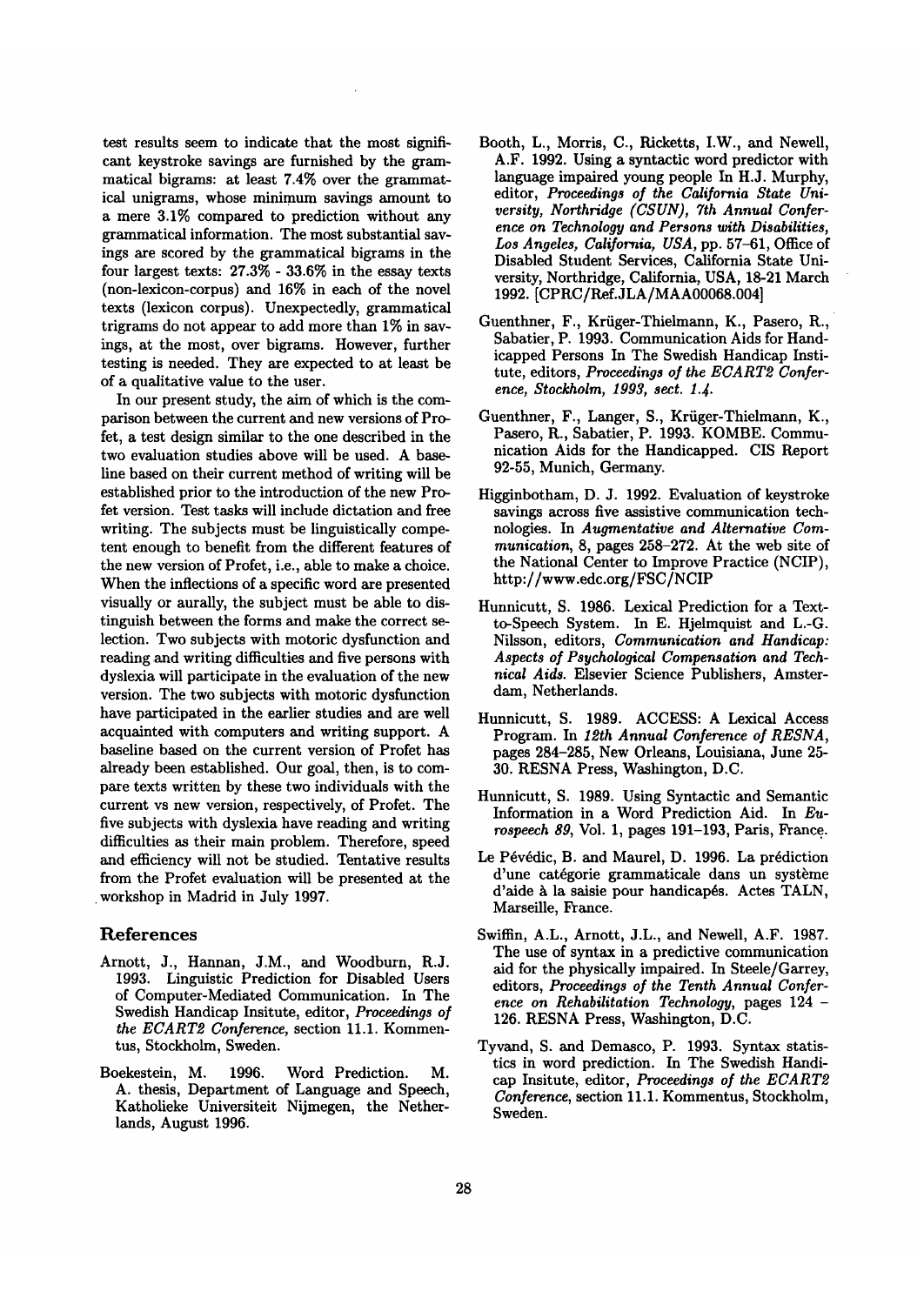test results seem to indicate that the most significant keystroke savings are furnished by the grammatical bigrams: at least 7.4% over the grammatical unigrams, whose minimum savings amount to a mere 3.1% compared to prediction without any grammatical information. The most substantial savings are scored by the grammatical bigrams in the four largest texts: 27.3% - 33.6% in the essay texts (non-lexicon-corpus) and 16% in each of the novel texts (lexicon corpus). Unexpectedly, grammatical trigrams do not appear to add more than 1% in savings, at the most, over bigrams. However, further testing is needed. They are expected to at least be of a qualitative value to the user.

In our present study, the aim of which is the comparison between the current and new versions of Profet, a test design similar to the one described in the two evaluation studies above will be used. A baseline based on their current method of writing will be established prior to the introduction of the new Profet version. Test tasks will include dictation and free writing. The subjects must be linguistically competent enough to benefit from the different features of the new version of Profet, i.e., able to make a choice. When the inflections of a specific word are presented visually or aurally, the subject must be able to distinguish between the forms and make the correct selection. Two subjects with motoric dysfunction and reading and writing difficulties and five persons with dyslexia will participate in the evaluation of the new version. The two subjects with motoric dysfunction have participated in the earlier studies and are well acquainted with computers and writing support. A baseline based on the current version of Profet has already been established. Our goal, then, is to compare texts written by these two individuals with the current vs new version, respectively, of Profet. The five subjects with dyslexia have reading and writing difficulties as their main problem. Therefore, speed and efficiency will not be studied. Tentative results from the Profet evaluation will be presented at the workshop in Madrid in July 1997.

## References

Arnott, J., Hannan, J.M., and Woodburn, R.J. 1993. Linguistic Prediction for Disabled Users of Computer-Mediated Communication. In The Swedish Handicap Insitute, editor, *Proceedings of the ECART2 Conference*, section 11.1. Kommentus, Stockholm, Sweden.

Boekestein, M. 1996. Word Prediction. M. A. thesis, Department of Language and Speech, Katholieke Universiteit Nijmegen, the Netherlands, August 1996.

Booth, L., Morris, C., Ricketts, I.W., and Newell, A.F. 1992. Using a syntactic word predictor with language impaired young people In H.J. Murphy, editor, *Proceedings of the California State University, Northridge (CSUN), 7th Annual Conference on Technology and Persons with Disabilities, Los Angeles, California, USA*, pp. 57–61, Office of Disabled Student Services, California State University, Northridge, California, USA, 18-21 March 1992. [CPRC/Ref.JLA/MAA00068.004]

Guenthner, F., Krüger-Thielmann, K., Pasero, R., Sabatier, P. 1993. Communication Aids for Handicapped Persons In The Swedish Handicap Institute, editors, *Proceedings of the ECART2 Conference, Stockholm, 1993, sect. 1.4*.

Guenthner, F., Langer, S., Krüger-Thielmann, K., Pasero, R., Sabatier, P. 1993. KOMBE. Communication Aids for the Handicapped. CIS Report 92-55, Munich, Germany.

Higginbotham, D. J. 1992. Evaluation of keystroke savings across five assistive communication technologies. In *Augmentative and Alternative Communication*, 8, pages 258–272. At the web site of the National Center to Improve Practice (NCIP), http://www.edc.org/FSC/NCIP

Hunnicutt, S. 1986. Lexical Prediction for a Text-to-Speech System. In E. Hjelmquist and L.-G. Nilsson, editors, *Communication and Handicap: Aspects of Psychological Compensation and Technical Aids*. Elsevier Science Publishers, Amsterdam, Netherlands.

Hunnicutt, S. 1989. ACCESS: A Lexical Access Program. In *12th Annual Conference of RESNA*, pages 284–285, New Orleans, Louisiana, June 25-30. RESNA Press, Washington, D.C.

Hunnicutt, S. 1989. Using Syntactic and Semantic Information in a Word Prediction Aid. In *Eurospeech 89*, Vol. 1, pages 191–193, Paris, France.

Le Pévédic, B. and Maurel, D. 1996. La prédiction d'une catégorie grammaticale dans un système d'aide à la saisie pour handicapés. Actes TALN, Marseille, France.

Swiffin, A.L., Arnott, J.L., and Newell, A.F. 1987. The use of syntax in a predictive communication aid for the physically impaired. In Steele/Garrey, editors, *Proceedings of the Tenth Annual Conference on Rehabilitation Technology*, pages 124 – 126. RESNA Press, Washington, D.C.

Tyvand, S. and Demasco, P. 1993. Syntax statistics in word prediction. In The Swedish Handicap Insitute, editor, *Proceedings of the ECART2 Conference*, section 11.1. Kommentus, Stockholm, Sweden.